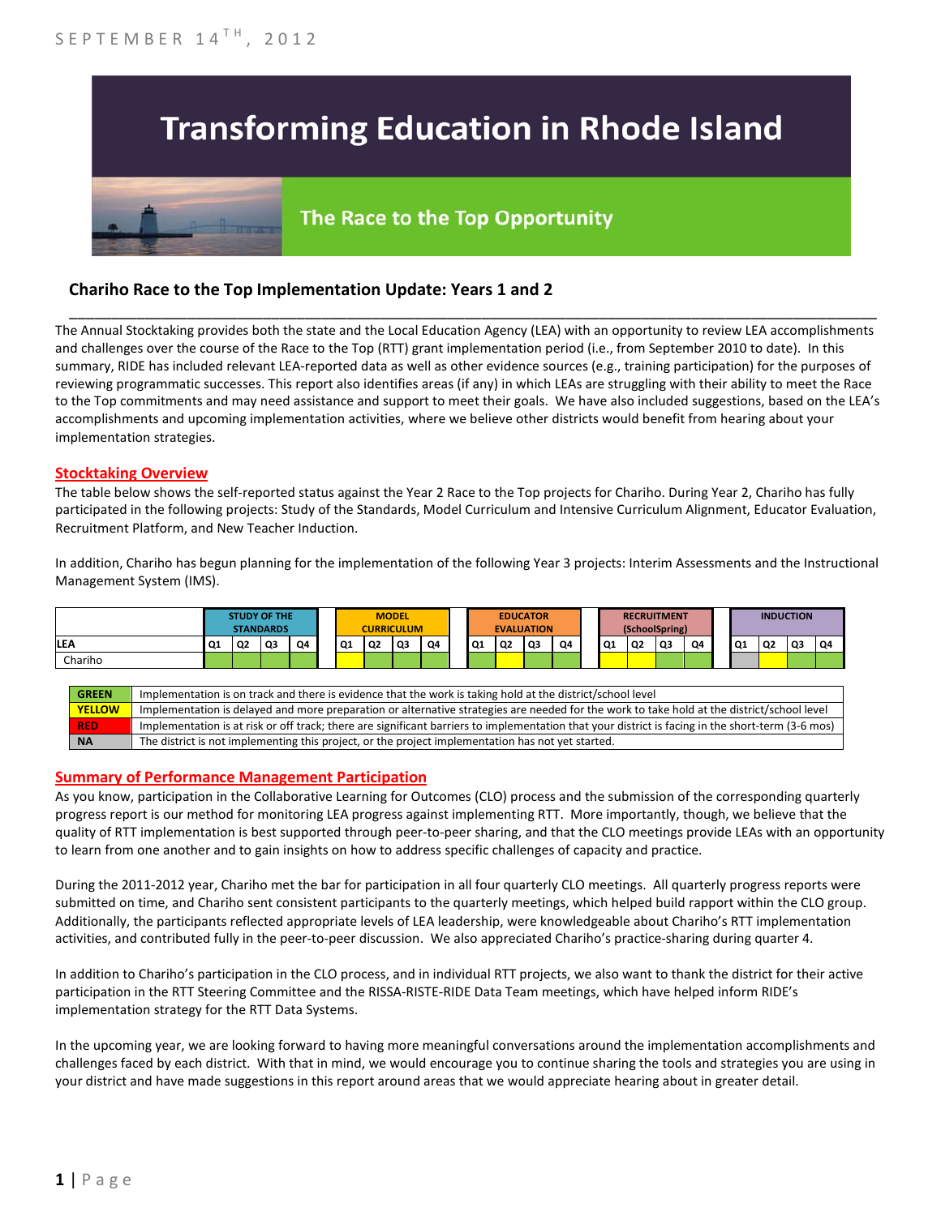SEPTEMBER 14TH, 2012

# Transforming Education in Rhode Island

## The Race to the Top Opportunity

### Chariho Race to the Top Implementation Update: Years 1 and 2

The Annual Stocktaking provides both the state and the Local Education Agency (LEA) with an opportunity to review LEA accomplishments and challenges over the course of the Race to the Top (RTT) grant implementation period (i.e., from September 2010 to date). In this summary, RIDE has included relevant LEA-reported data as well as other evidence sources (e.g., training participation) for the purposes of reviewing programmatic successes. This report also identifies areas (if any) in which LEAs are struggling with their ability to meet the Race to the Top commitments and may need assistance and support to meet their goals. We have also included suggestions, based on the LEA's accomplishments and upcoming implementation activities, where we believe other districts would benefit from hearing about your implementation strategies.

#### Stocktaking Overview

The table below shows the self-reported status against the Year 2 Race to the Top projects for Chariho. During Year 2, Chariho has fully participated in the following projects: Study of the Standards, Model Curriculum and Intensive Curriculum Alignment, Educator Evaluation, Recruitment Platform, and New Teacher Induction.

In addition, Chariho has begun planning for the implementation of the following Year 3 projects: Interim Assessments and the Instructional Management System (IMS).

| | STUDY OF THE STANDARDS | | | | MODEL CURRICULUM | | | | EDUCATOR EVALUATION | | | | RECRUITMENT (SchoolSpring) | | | | INDUCTION | | | |
|---|---|---|---|---|---|---|---|---|---|---|---|---|---|---|---|---|---|---|---|---|
| LEA | Q1 | Q2 | Q3 | Q4 | Q1 | Q2 | Q3 | Q4 | Q1 | Q2 | Q3 | Q4 | Q1 | Q2 | Q3 | Q4 | Q1 | Q2 | Q3 | Q4 |
| Chariho | GREEN | GREEN | GREEN | GREEN | YELLOW | GREEN | GREEN | GREEN | GREEN | YELLOW | GREEN | GREEN | YELLOW | YELLOW | GREEN | GREEN | NA | YELLOW | GREEN | GREEN |

| | |
|---|---|
| GREEN | Implementation is on track and there is evidence that the work is taking hold at the district/school level |
| YELLOW | Implementation is delayed and more preparation or alternative strategies are needed for the work to take hold at the district/school level |
| RED | Implementation is at risk or off track; there are significant barriers to implementation that your district is facing in the short-term (3-6 mos) |
| NA | The district is not implementing this project, or the project implementation has not yet started. |

#### Summary of Performance Management Participation

As you know, participation in the Collaborative Learning for Outcomes (CLO) process and the submission of the corresponding quarterly progress report is our method for monitoring LEA progress against implementing RTT. More importantly, though, we believe that the quality of RTT implementation is best supported through peer-to-peer sharing, and that the CLO meetings provide LEAs with an opportunity to learn from one another and to gain insights on how to address specific challenges of capacity and practice.

During the 2011-2012 year, Chariho met the bar for participation in all four quarterly CLO meetings. All quarterly progress reports were submitted on time, and Chariho sent consistent participants to the quarterly meetings, which helped build rapport within the CLO group. Additionally, the participants reflected appropriate levels of LEA leadership, were knowledgeable about Chariho's RTT implementation activities, and contributed fully in the peer-to-peer discussion. We also appreciated Chariho's practice-sharing during quarter 4.

In addition to Chariho's participation in the CLO process, and in individual RTT projects, we also want to thank the district for their active participation in the RTT Steering Committee and the RISSA-RISTE-RIDE Data Team meetings, which have helped inform RIDE's implementation strategy for the RTT Data Systems.

In the upcoming year, we are looking forward to having more meaningful conversations around the implementation accomplishments and challenges faced by each district. With that in mind, we would encourage you to continue sharing the tools and strategies you are using in your district and have made suggestions in this report around areas that we would appreciate hearing about in greater detail.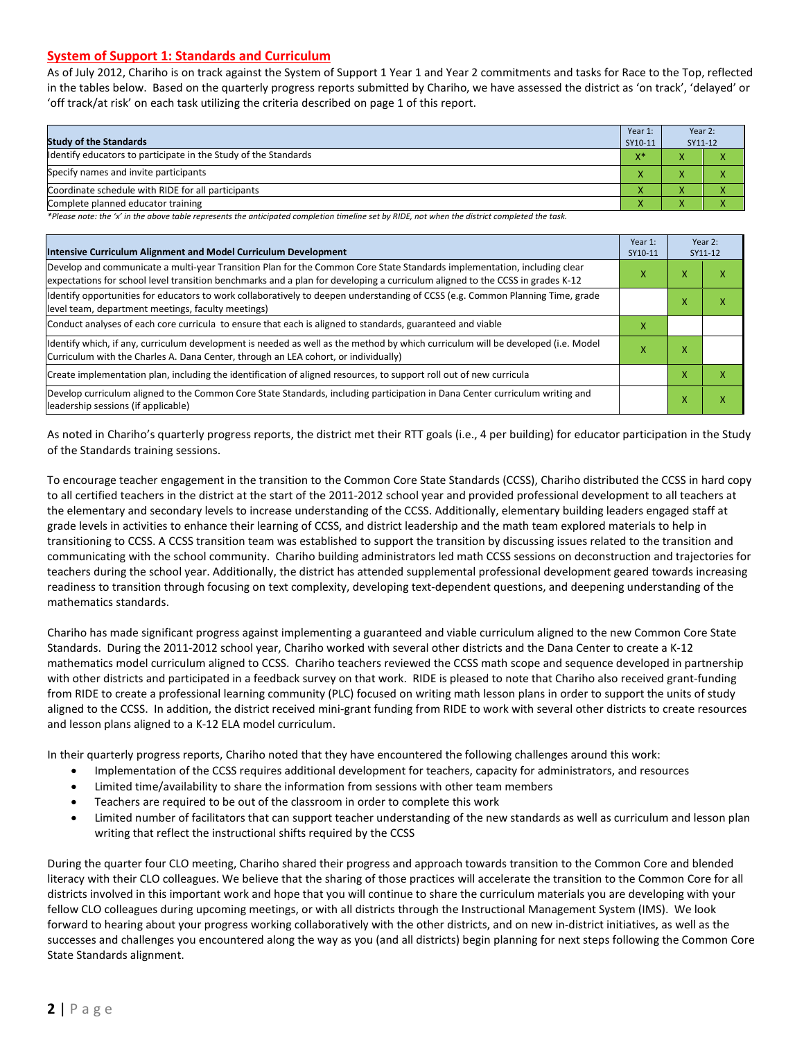## System of Support 1: Standards and Curriculum

As of July 2012, Chariho is on track against the System of Support 1 Year 1 and Year 2 commitments and tasks for Race to the Top, reflected in the tables below. Based on the quarterly progress reports submitted by Chariho, we have assessed the district as 'on track', 'delayed' or 'off track/at risk' on each task utilizing the criteria described on page 1 of this report.

| Study of the Standards | Year 1: SY10-11 | Year 2: SY11-12 | |
|---|---|---|---|
| Identify educators to participate in the Study of the Standards | X* | X | X |
| Specify names and invite participants | X | X | X |
| Coordinate schedule with RIDE for all participants | X | X | X |
| Complete planned educator training | X | X | X |

*Please note: the 'x' in the above table represents the anticipated completion timeline set by RIDE, not when the district completed the task.*

| Intensive Curriculum Alignment and Model Curriculum Development | Year 1: SY10-11 | Year 2: SY11-12 | |
|---|---|---|---|
| Develop and communicate a multi-year Transition Plan for the Common Core State Standards implementation, including clear expectations for school level transition benchmarks and a plan for developing a curriculum aligned to the CCSS in grades K-12 | X | X | X |
| Identify opportunities for educators to work collaboratively to deepen understanding of CCSS (e.g. Common Planning Time, grade level team, department meetings, faculty meetings) | | X | X |
| Conduct analyses of each core curricula to ensure that each is aligned to standards, guaranteed and viable | X | | |
| Identify which, if any, curriculum development is needed as well as the method by which curriculum will be developed (i.e. Model Curriculum with the Charles A. Dana Center, through an LEA cohort, or individually) | X | X | |
| Create implementation plan, including the identification of aligned resources, to support roll out of new curricula | | X | X |
| Develop curriculum aligned to the Common Core State Standards, including participation in Dana Center curriculum writing and leadership sessions (if applicable) | | X | X |

As noted in Chariho's quarterly progress reports, the district met their RTT goals (i.e., 4 per building) for educator participation in the Study of the Standards training sessions.

To encourage teacher engagement in the transition to the Common Core State Standards (CCSS), Chariho distributed the CCSS in hard copy to all certified teachers in the district at the start of the 2011-2012 school year and provided professional development to all teachers at the elementary and secondary levels to increase understanding of the CCSS. Additionally, elementary building leaders engaged staff at grade levels in activities to enhance their learning of CCSS, and district leadership and the math team explored materials to help in transitioning to CCSS. A CCSS transition team was established to support the transition by discussing issues related to the transition and communicating with the school community. Chariho building administrators led math CCSS sessions on deconstruction and trajectories for teachers during the school year. Additionally, the district has attended supplemental professional development geared towards increasing readiness to transition through focusing on text complexity, developing text-dependent questions, and deepening understanding of the mathematics standards.

Chariho has made significant progress against implementing a guaranteed and viable curriculum aligned to the new Common Core State Standards. During the 2011-2012 school year, Chariho worked with several other districts and the Dana Center to create a K-12 mathematics model curriculum aligned to CCSS. Chariho teachers reviewed the CCSS math scope and sequence developed in partnership with other districts and participated in a feedback survey on that work. RIDE is pleased to note that Chariho also received grant-funding from RIDE to create a professional learning community (PLC) focused on writing math lesson plans in order to support the units of study aligned to the CCSS. In addition, the district received mini-grant funding from RIDE to work with several other districts to create resources and lesson plans aligned to a K-12 ELA model curriculum.

In their quarterly progress reports, Chariho noted that they have encountered the following challenges around this work:

- Implementation of the CCSS requires additional development for teachers, capacity for administrators, and resources
- Limited time/availability to share the information from sessions with other team members
- Teachers are required to be out of the classroom in order to complete this work
- Limited number of facilitators that can support teacher understanding of the new standards as well as curriculum and lesson plan writing that reflect the instructional shifts required by the CCSS

During the quarter four CLO meeting, Chariho shared their progress and approach towards transition to the Common Core and blended literacy with their CLO colleagues. We believe that the sharing of those practices will accelerate the transition to the Common Core for all districts involved in this important work and hope that you will continue to share the curriculum materials you are developing with your fellow CLO colleagues during upcoming meetings, or with all districts through the Instructional Management System (IMS). We look forward to hearing about your progress working collaboratively with the other districts, and on new in-district initiatives, as well as the successes and challenges you encountered along the way as you (and all districts) begin planning for next steps following the Common Core State Standards alignment.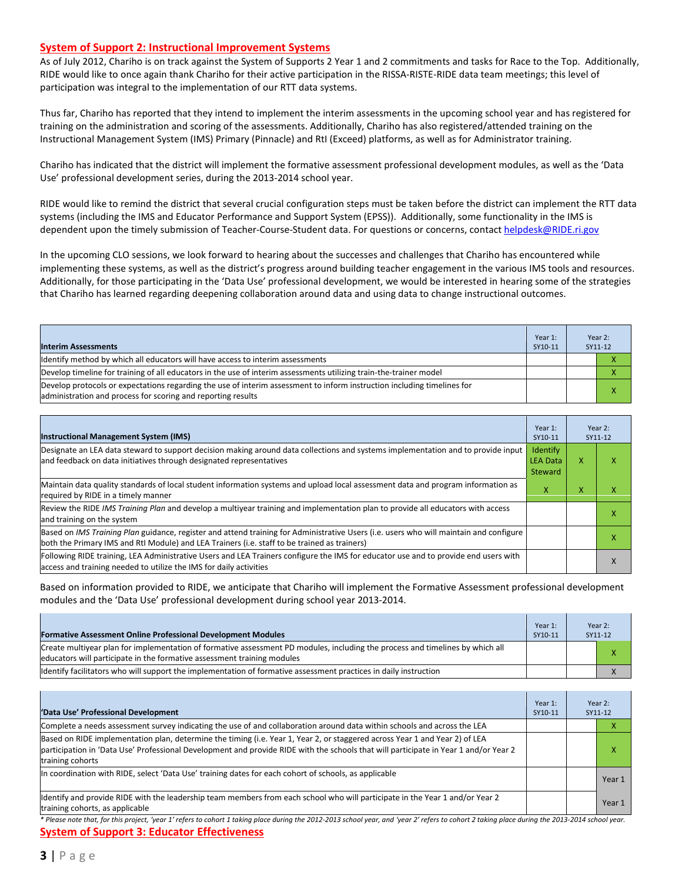## System of Support 2: Instructional Improvement Systems

As of July 2012, Chariho is on track against the System of Supports 2 Year 1 and 2 commitments and tasks for Race to the Top. Additionally, RIDE would like to once again thank Chariho for their active participation in the RISSA-RISTE-RIDE data team meetings; this level of participation was integral to the implementation of our RTT data systems.

Thus far, Chariho has reported that they intend to implement the interim assessments in the upcoming school year and has registered for training on the administration and scoring of the assessments. Additionally, Chariho has also registered/attended training on the Instructional Management System (IMS) Primary (Pinnacle) and RtI (Exceed) platforms, as well as for Administrator training.

Chariho has indicated that the district will implement the formative assessment professional development modules, as well as the 'Data Use' professional development series, during the 2013-2014 school year.

RIDE would like to remind the district that several crucial configuration steps must be taken before the district can implement the RTT data systems (including the IMS and Educator Performance and Support System (EPSS)). Additionally, some functionality in the IMS is dependent upon the timely submission of Teacher-Course-Student data. For questions or concerns, contact helpdesk@RIDE.ri.gov

In the upcoming CLO sessions, we look forward to hearing about the successes and challenges that Chariho has encountered while implementing these systems, as well as the district's progress around building teacher engagement in the various IMS tools and resources. Additionally, for those participating in the 'Data Use' professional development, we would be interested in hearing some of the strategies that Chariho has learned regarding deepening collaboration around data and using data to change instructional outcomes.

| Interim Assessments | Year 1: SY10-11 | Year 2: SY11-12 | |
|---|---|---|---|
| Identify method by which all educators will have access to interim assessments | | | X |
| Develop timeline for training of all educators in the use of interim assessments utilizing train-the-trainer model | | | X |
| Develop protocols or expectations regarding the use of interim assessment to inform instruction including timelines for administration and process for scoring and reporting results | | | X |

| Instructional Management System (IMS) | Year 1: SY10-11 | Year 2: SY11-12 | |
|---|---|---|---|
| Designate an LEA data steward to support decision making around data collections and systems implementation and to provide input and feedback on data initiatives through designated representatives | Identify LEA Data Steward | X | X |
| Maintain data quality standards of local student information systems and upload local assessment data and program information as required by RIDE in a timely manner | X | X | X |
| Review the RIDE *IMS Training Plan* and develop a multiyear training and implementation plan to provide all educators with access and training on the system | | | X |
| Based on *IMS Training Plan* guidance, register and attend training for Administrative Users (i.e. users who will maintain and configure both the Primary IMS and RtI Module) and LEA Trainers (i.e. staff to be trained as trainers) | | | X |
| Following RIDE training, LEA Administrative Users and LEA Trainers configure the IMS for educator use and to provide end users with access and training needed to utilize the IMS for daily activities | | | X |

Based on information provided to RIDE, we anticipate that Chariho will implement the Formative Assessment professional development modules and the 'Data Use' professional development during school year 2013-2014.

| Formative Assessment Online Professional Development Modules | Year 1: SY10-11 | Year 2: SY11-12 | |
|---|---|---|---|
| Create multiyear plan for implementation of formative assessment PD modules, including the process and timelines by which all educators will participate in the formative assessment training modules | | | X |
| Identify facilitators who will support the implementation of formative assessment practices in daily instruction | | | X |

| 'Data Use' Professional Development | Year 1: SY10-11 | Year 2: SY11-12 | |
|---|---|---|---|
| Complete a needs assessment survey indicating the use of and collaboration around data within schools and across the LEA | | | X |
| Based on RIDE implementation plan, determine the timing (i.e. Year 1, Year 2, or staggered across Year 1 and Year 2) of LEA participation in 'Data Use' Professional Development and provide RIDE with the schools that will participate in Year 1 and/or Year 2 training cohorts | | | X |
| In coordination with RIDE, select 'Data Use' training dates for each cohort of schools, as applicable | | | Year 1 |
| Identify and provide RIDE with the leadership team members from each school who will participate in the Year 1 and/or Year 2 training cohorts, as applicable | | | Year 1 |

*\* Please note that, for this project, 'year 1' refers to cohort 1 taking place during the 2012-2013 school year, and 'year 2' refers to cohort 2 taking place during the 2013-2014 school year.*

## System of Support 3: Educator Effectiveness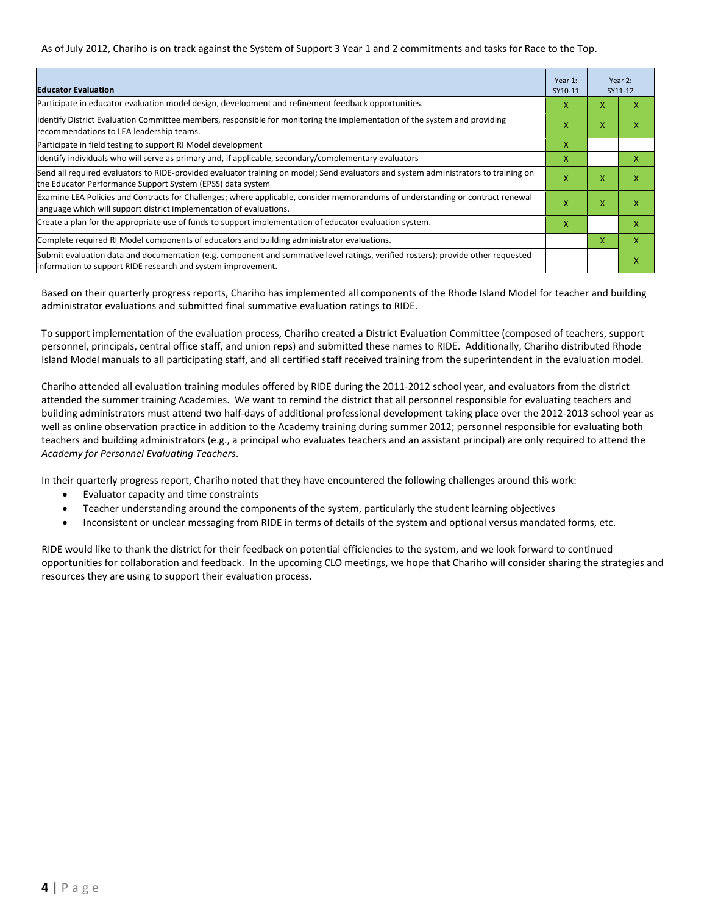As of July 2012, Chariho is on track against the System of Support 3 Year 1 and 2 commitments and tasks for Race to the Top.

| Educator Evaluation | Year 1: SY10-11 | Year 2: SY11-12 | |
|---|---|---|---|
| Participate in educator evaluation model design, development and refinement feedback opportunities. | X | X | X |
| Identify District Evaluation Committee members, responsible for monitoring the implementation of the system and providing recommendations to LEA leadership teams. | X | X | X |
| Participate in field testing to support RI Model development | X | | |
| Identify individuals who will serve as primary and, if applicable, secondary/complementary evaluators | X | | X |
| Send all required evaluators to RIDE-provided evaluator training on model; Send evaluators and system administrators to training on the Educator Performance Support System (EPSS) data system | X | X | X |
| Examine LEA Policies and Contracts for Challenges; where applicable, consider memorandums of understanding or contract renewal language which will support district implementation of evaluations. | X | X | X |
| Create a plan for the appropriate use of funds to support implementation of educator evaluation system. | X | | X |
| Complete required RI Model components of educators and building administrator evaluations. | | X | X |
| Submit evaluation data and documentation (e.g. component and summative level ratings, verified rosters); provide other requested information to support RIDE research and system improvement. | | | X |

Based on their quarterly progress reports, Chariho has implemented all components of the Rhode Island Model for teacher and building administrator evaluations and submitted final summative evaluation ratings to RIDE.

To support implementation of the evaluation process, Chariho created a District Evaluation Committee (composed of teachers, support personnel, principals, central office staff, and union reps) and submitted these names to RIDE. Additionally, Chariho distributed Rhode Island Model manuals to all participating staff, and all certified staff received training from the superintendent in the evaluation model.

Chariho attended all evaluation training modules offered by RIDE during the 2011-2012 school year, and evaluators from the district attended the summer training Academies. We want to remind the district that all personnel responsible for evaluating teachers and building administrators must attend two half-days of additional professional development taking place over the 2012-2013 school year as well as online observation practice in addition to the Academy training during summer 2012; personnel responsible for evaluating both teachers and building administrators (e.g., a principal who evaluates teachers and an assistant principal) are only required to attend the *Academy for Personnel Evaluating Teachers*.

In their quarterly progress report, Chariho noted that they have encountered the following challenges around this work:

- Evaluator capacity and time constraints
- Teacher understanding around the components of the system, particularly the student learning objectives
- Inconsistent or unclear messaging from RIDE in terms of details of the system and optional versus mandated forms, etc.

RIDE would like to thank the district for their feedback on potential efficiencies to the system, and we look forward to continued opportunities for collaboration and feedback. In the upcoming CLO meetings, we hope that Chariho will consider sharing the strategies and resources they are using to support their evaluation process.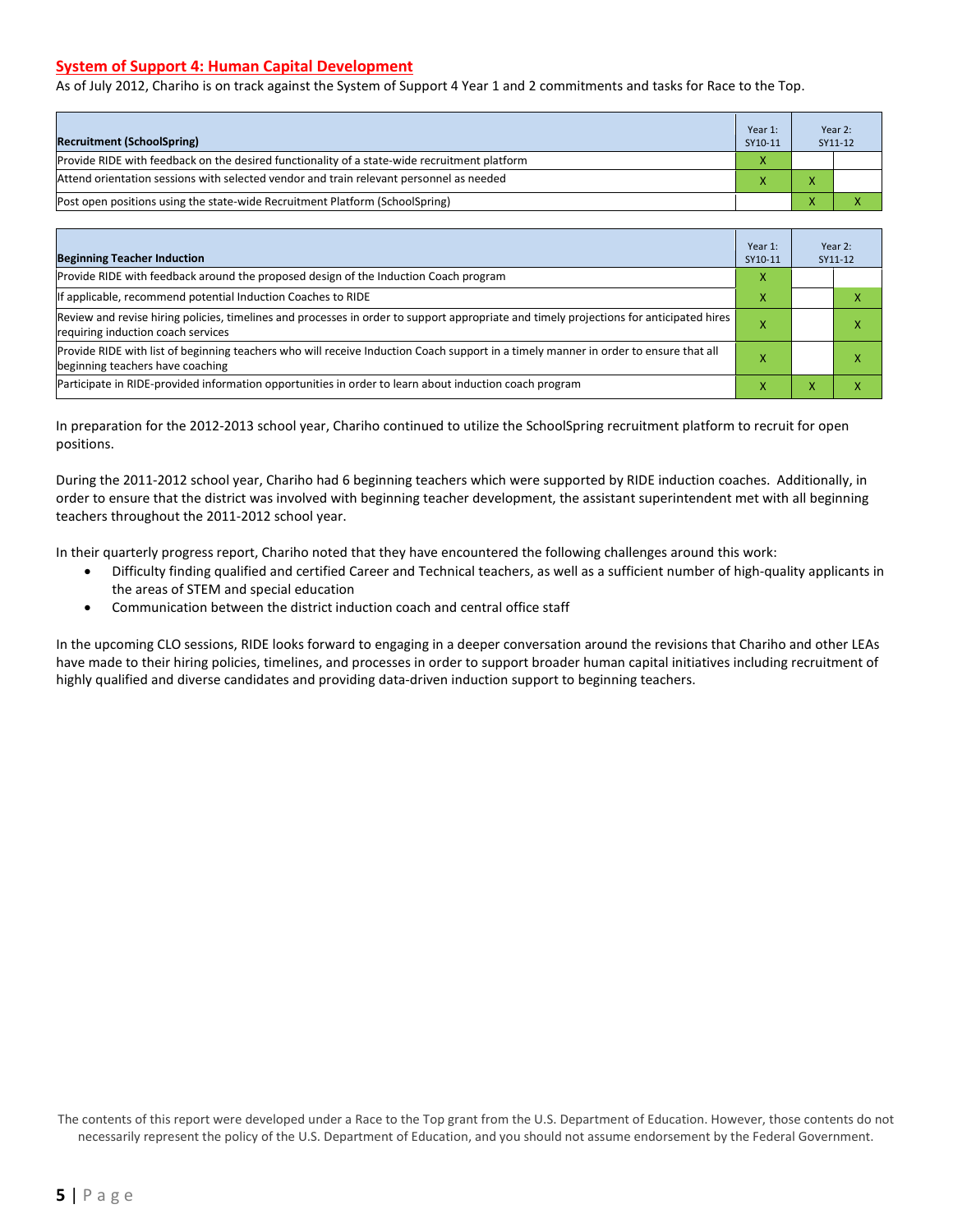## System of Support 4: Human Capital Development

As of July 2012, Chariho is on track against the System of Support 4 Year 1 and 2 commitments and tasks for Race to the Top.

| Recruitment (SchoolSpring) | Year 1: SY10-11 | Year 2: SY11-12 | |
|---|---|---|---|
| Provide RIDE with feedback on the desired functionality of a state-wide recruitment platform | X | | |
| Attend orientation sessions with selected vendor and train relevant personnel as needed | X | X | |
| Post open positions using the state-wide Recruitment Platform (SchoolSpring) | | X | X |

| Beginning Teacher Induction | Year 1: SY10-11 | Year 2: SY11-12 | |
|---|---|---|---|
| Provide RIDE with feedback around the proposed design of the Induction Coach program | X | | |
| If applicable, recommend potential Induction Coaches to RIDE | X | | X |
| Review and revise hiring policies, timelines and processes in order to support appropriate and timely projections for anticipated hires requiring induction coach services | X | | X |
| Provide RIDE with list of beginning teachers who will receive Induction Coach support in a timely manner in order to ensure that all beginning teachers have coaching | X | | X |
| Participate in RIDE-provided information opportunities in order to learn about induction coach program | X | X | X |

In preparation for the 2012-2013 school year, Chariho continued to utilize the SchoolSpring recruitment platform to recruit for open positions.

During the 2011-2012 school year, Chariho had 6 beginning teachers which were supported by RIDE induction coaches. Additionally, in order to ensure that the district was involved with beginning teacher development, the assistant superintendent met with all beginning teachers throughout the 2011-2012 school year.

In their quarterly progress report, Chariho noted that they have encountered the following challenges around this work:

- Difficulty finding qualified and certified Career and Technical teachers, as well as a sufficient number of high-quality applicants in the areas of STEM and special education
- Communication between the district induction coach and central office staff

In the upcoming CLO sessions, RIDE looks forward to engaging in a deeper conversation around the revisions that Chariho and other LEAs have made to their hiring policies, timelines, and processes in order to support broader human capital initiatives including recruitment of highly qualified and diverse candidates and providing data-driven induction support to beginning teachers.

The contents of this report were developed under a Race to the Top grant from the U.S. Department of Education. However, those contents do not necessarily represent the policy of the U.S. Department of Education, and you should not assume endorsement by the Federal Government.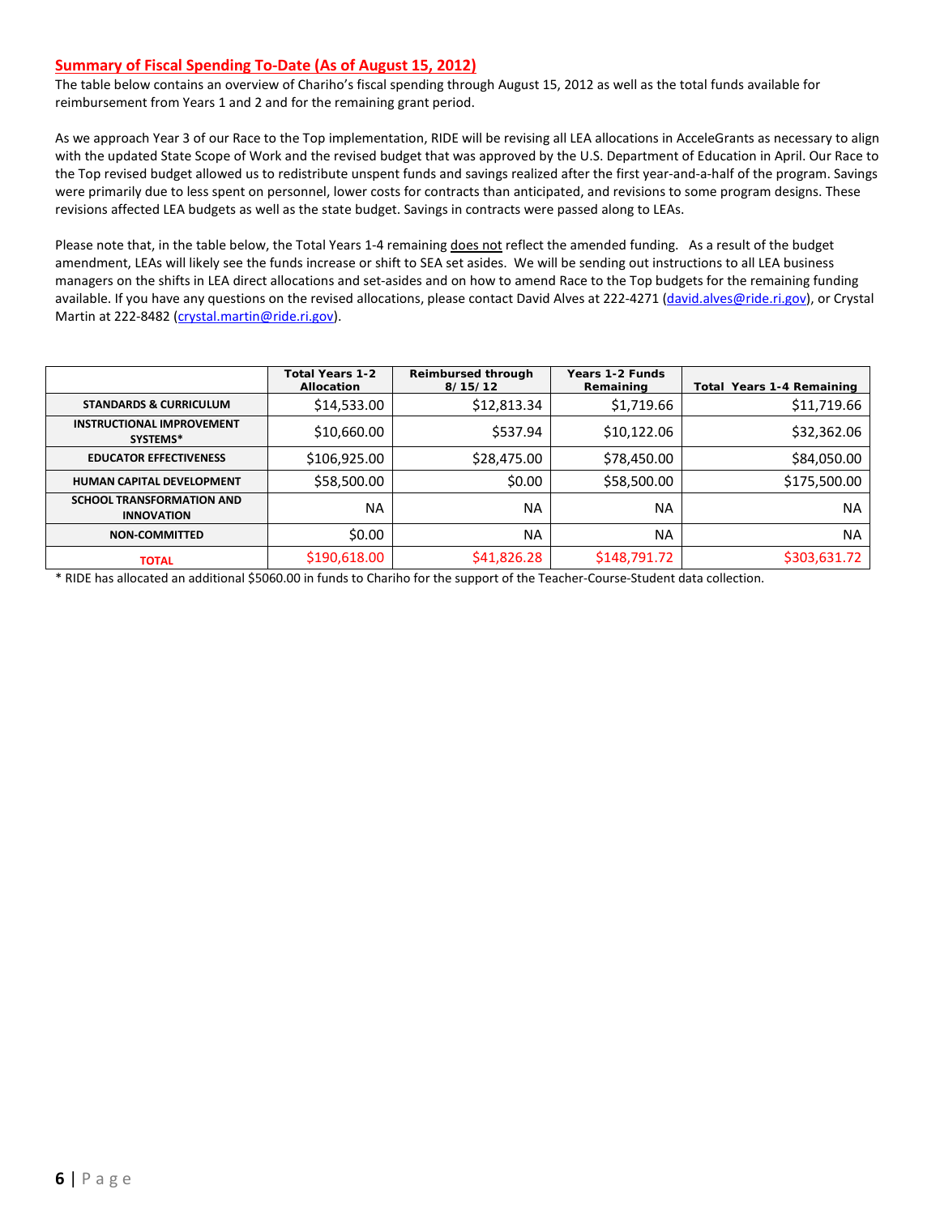## Summary of Fiscal Spending To-Date (As of August 15, 2012)

The table below contains an overview of Chariho's fiscal spending through August 15, 2012 as well as the total funds available for reimbursement from Years 1 and 2 and for the remaining grant period.

As we approach Year 3 of our Race to the Top implementation, RIDE will be revising all LEA allocations in AcceleGrants as necessary to align with the updated State Scope of Work and the revised budget that was approved by the U.S. Department of Education in April. Our Race to the Top revised budget allowed us to redistribute unspent funds and savings realized after the first year-and-a-half of the program. Savings were primarily due to less spent on personnel, lower costs for contracts than anticipated, and revisions to some program designs. These revisions affected LEA budgets as well as the state budget. Savings in contracts were passed along to LEAs.

Please note that, in the table below, the Total Years 1-4 remaining does not reflect the amended funding. As a result of the budget amendment, LEAs will likely see the funds increase or shift to SEA set asides. We will be sending out instructions to all LEA business managers on the shifts in LEA direct allocations and set-asides and on how to amend Race to the Top budgets for the remaining funding available. If you have any questions on the revised allocations, please contact David Alves at 222-4271 (david.alves@ride.ri.gov), or Crystal Martin at 222-8482 (crystal.martin@ride.ri.gov).

| | Total Years 1-2 Allocation | Reimbursed through 8/15/12 | Years 1-2 Funds Remaining | Total Years 1-4 Remaining |
|---|---|---|---|---|
| STANDARDS & CURRICULUM | $14,533.00 | $12,813.34 | $1,719.66 | $11,719.66 |
| INSTRUCTIONAL IMPROVEMENT SYSTEMS* | $10,660.00 | $537.94 | $10,122.06 | $32,362.06 |
| EDUCATOR EFFECTIVENESS | $106,925.00 | $28,475.00 | $78,450.00 | $84,050.00 |
| HUMAN CAPITAL DEVELOPMENT | $58,500.00 | $0.00 | $58,500.00 | $175,500.00 |
| SCHOOL TRANSFORMATION AND INNOVATION | NA | NA | NA | NA |
| NON-COMMITTED | $0.00 | NA | NA | NA |
| **TOTAL** | $190,618.00 | $41,826.28 | $148,791.72 | $303,631.72 |

* RIDE has allocated an additional $5060.00 in funds to Chariho for the support of the Teacher-Course-Student data collection.